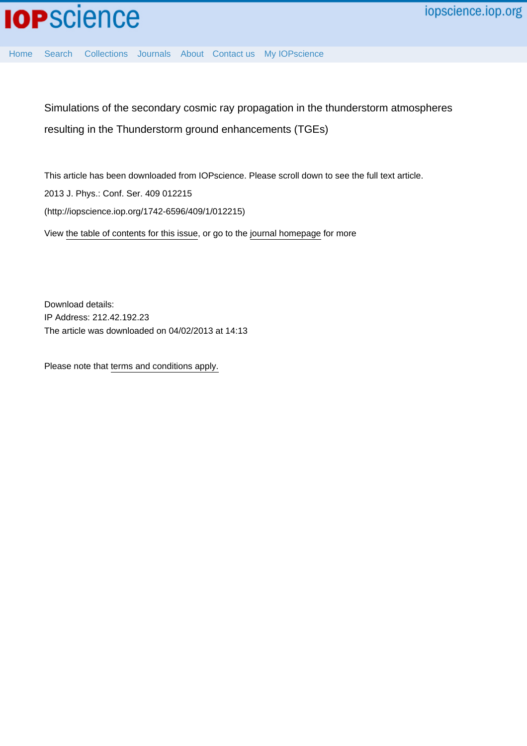Simulations of the secondary cosmic ray propagation in the thunderstorm atmospheres resulting in the Thunderstorm ground enhancements (TGEs)

This article has been downloaded from IOPscience. Please scroll down to see the full text article.

2013 J. Phys.: Conf. Ser. 409 012215

(http://iopscience.iop.org/1742-6596/409/1/012215)

View the table of contents for this issue, or go to the journal homepage for more

Download details:

IP Address: 212.42.192.23

The article was downloaded on 04/02/2013 at 14:13

Please note that terms and conditions apply.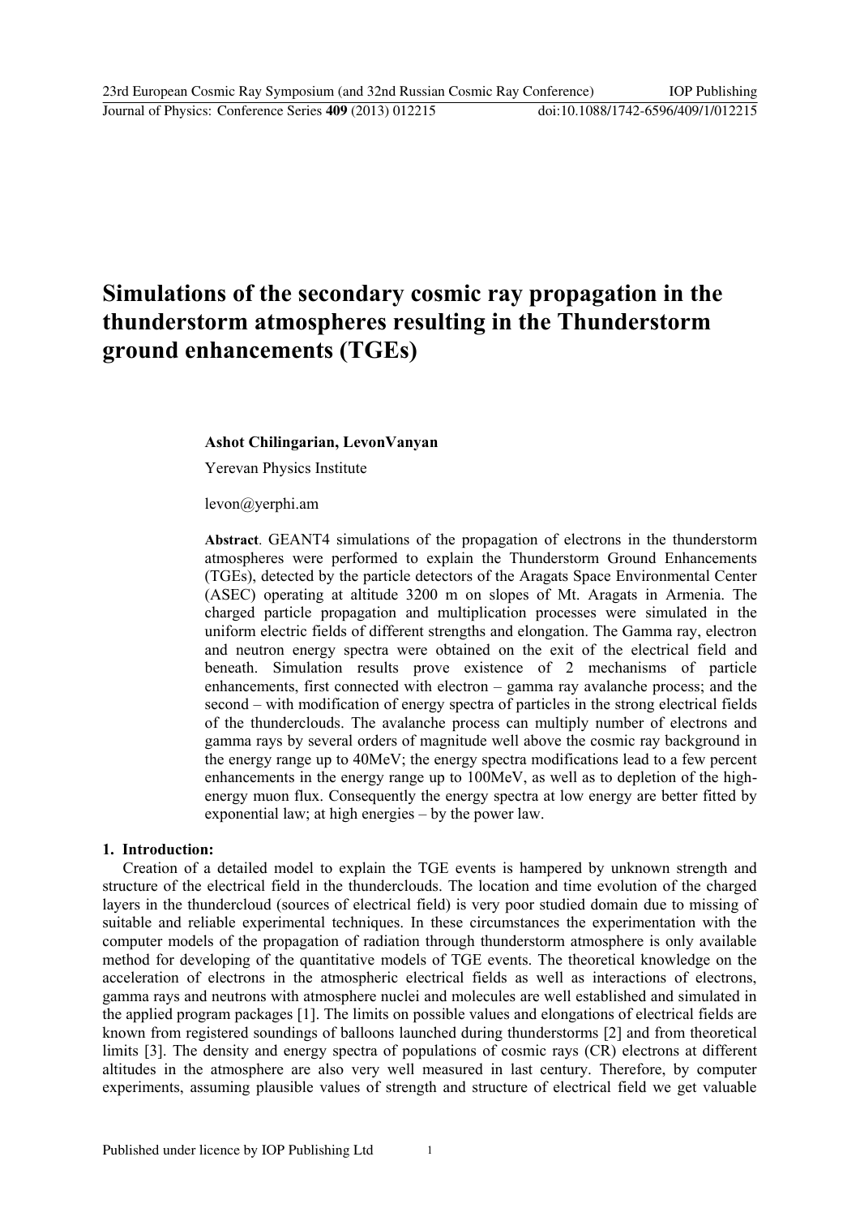# Simulations of the secondary cosmic ray propagation in the thunderstorm atmospheres resulting in the Thunderstorm ground enhancements (TGEs)

**Ashot Chilingarian, LevonVanyan**

Yerevan Physics Institute

levon@yerphi.am

**Abstract**. GEANT4 simulations of the propagation of electrons in the thunderstorm atmospheres were performed to explain the Thunderstorm Ground Enhancements (TGEs), detected by the particle detectors of the Aragats Space Environmental Center (ASEC) operating at altitude 3200 m on slopes of Mt. Aragats in Armenia. The charged particle propagation and multiplication processes were simulated in the uniform electric fields of different strengths and elongation. The Gamma ray, electron and neutron energy spectra were obtained on the exit of the electrical field and beneath. Simulation results prove existence of 2 mechanisms of particle enhancements, first connected with electron – gamma ray avalanche process; and the second – with modification of energy spectra of particles in the strong electrical fields of the thunderclouds. The avalanche process can multiply number of electrons and gamma rays by several orders of magnitude well above the cosmic ray background in the energy range up to 40MeV; the energy spectra modifications lead to a few percent enhancements in the energy range up to 100MeV, as well as to depletion of the high-energy muon flux. Consequently the energy spectra at low energy are better fitted by exponential law; at high energies – by the power law.

## 1. Introduction:

Creation of a detailed model to explain the TGE events is hampered by unknown strength and structure of the electrical field in the thunderclouds. The location and time evolution of the charged layers in the thundercloud (sources of electrical field) is very poor studied domain due to missing of suitable and reliable experimental techniques. In these circumstances the experimentation with the computer models of the propagation of radiation through thunderstorm atmosphere is only available method for developing of the quantitative models of TGE events. The theoretical knowledge on the acceleration of electrons in the atmospheric electrical fields as well as interactions of electrons, gamma rays and neutrons with atmosphere nuclei and molecules are well established and simulated in the applied program packages [1]. The limits on possible values and elongations of electrical fields are known from registered soundings of balloons launched during thunderstorms [2] and from theoretical limits [3]. The density and energy spectra of populations of cosmic rays (CR) electrons at different altitudes in the atmosphere are also very well measured in last century. Therefore, by computer experiments, assuming plausible values of strength and structure of electrical field we get valuable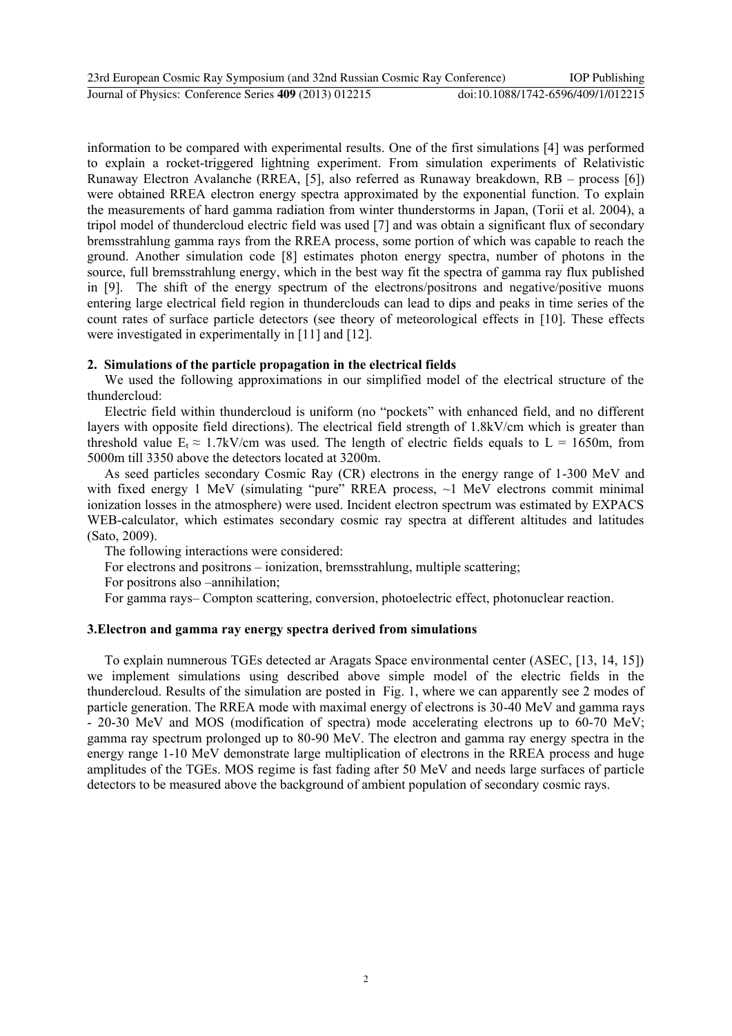information to be compared with experimental results. One of the first simulations [4] was performed to explain a rocket-triggered lightning experiment. From simulation experiments of Relativistic Runaway Electron Avalanche (RREA, [5], also referred as Runaway breakdown, RB – process [6]) were obtained RREA electron energy spectra approximated by the exponential function. To explain the measurements of hard gamma radiation from winter thunderstorms in Japan, (Torii et al. 2004), a tripol model of thundercloud electric field was used [7] and was obtain a significant flux of secondary bremsstrahlung gamma rays from the RREA process, some portion of which was capable to reach the ground. Another simulation code [8] estimates photon energy spectra, number of photons in the source, full bremsstrahlung energy, which in the best way fit the spectra of gamma ray flux published in [9]. The shift of the energy spectrum of the electrons/positrons and negative/positive muons entering large electrical field region in thunderclouds can lead to dips and peaks in time series of the count rates of surface particle detectors (see theory of meteorological effects in [10]. These effects were investigated in experimentally in [11] and [12].

## 2. Simulations of the particle propagation in the electrical fields

We used the following approximations in our simplified model of the electrical structure of the thundercloud:

Electric field within thundercloud is uniform (no "pockets" with enhanced field, and no different layers with opposite field directions). The electrical field strength of 1.8kV/cm which is greater than threshold value $E_t \approx 1.7$kV/cm was used. The length of electric fields equals to L = 1650m, from 5000m till 3350 above the detectors located at 3200m.

As seed particles secondary Cosmic Ray (CR) electrons in the energy range of 1-300 MeV and with fixed energy 1 MeV (simulating "pure" RREA process, ~1 MeV electrons commit minimal ionization losses in the atmosphere) were used. Incident electron spectrum was estimated by EXPACS WEB-calculator, which estimates secondary cosmic ray spectra at different altitudes and latitudes (Sato, 2009).

The following interactions were considered:

For electrons and positrons – ionization, bremsstrahlung, multiple scattering;

For positrons also –annihilation;

For gamma rays– Compton scattering, conversion, photoelectric effect, photonuclear reaction.

## 3.Electron and gamma ray energy spectra derived from simulations

To explain numnerous TGEs detected ar Aragats Space environmental center (ASEC, [13, 14, 15]) we implement simulations using described above simple model of the electric fields in the thundercloud. Results of the simulation are posted in Fig. 1, where we can apparently see 2 modes of particle generation. The RREA mode with maximal energy of electrons is 30-40 MeV and gamma rays - 20-30 MeV and MOS (modification of spectra) mode accelerating electrons up to 60-70 MeV; gamma ray spectrum prolonged up to 80-90 MeV. The electron and gamma ray energy spectra in the energy range 1-10 MeV demonstrate large multiplication of electrons in the RREA process and huge amplitudes of the TGEs. MOS regime is fast fading after 50 MeV and needs large surfaces of particle detectors to be measured above the background of ambient population of secondary cosmic rays.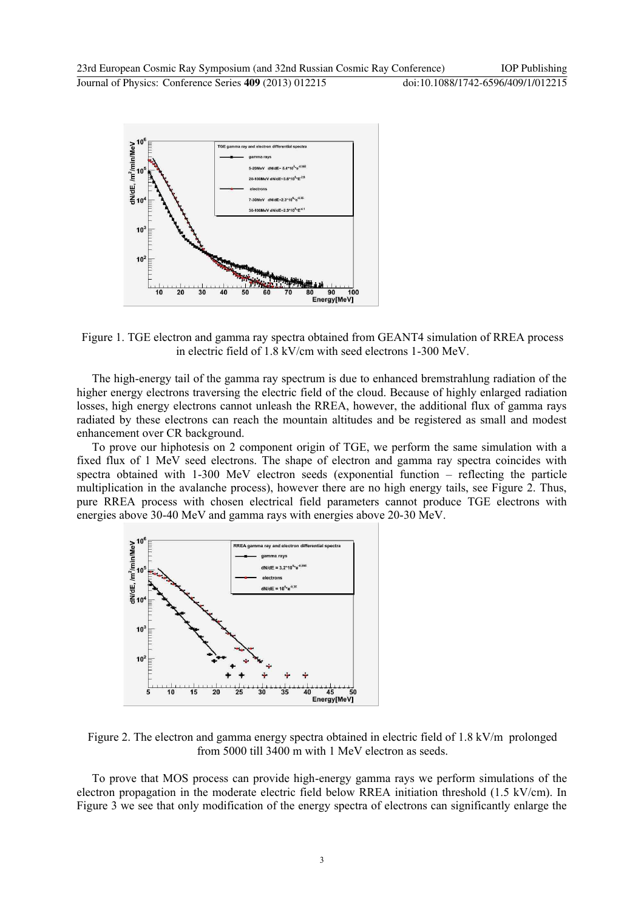Figure 1. TGE electron and gamma ray spectra obtained from GEANT4 simulation of RREA process in electric field of 1.8 kV/cm with seed electrons 1-300 MeV.

The high-energy tail of the gamma ray spectrum is due to enhanced bremstrahlung radiation of the higher energy electrons traversing the electric field of the cloud. Because of highly enlarged radiation losses, high energy electrons cannot unleash the RREA, however, the additional flux of gamma rays radiated by these electrons can reach the mountain altitudes and be registered as small and modest enhancement over CR background.

To prove our hiphotesis on 2 component origin of TGE, we perform the same simulation with a fixed flux of 1 MeV seed electrons. The shape of electron and gamma ray spectra coincides with spectra obtained with 1-300 MeV electron seeds (exponential function – reflecting the particle multiplication in the avalanche process), however there are no high energy tails, see Figure 2. Thus, pure RREA process with chosen electrical field parameters cannot produce TGE electrons with energies above 30-40 MeV and gamma rays with energies above 20-30 MeV.

Figure 2. The electron and gamma energy spectra obtained in electric field of 1.8 kV/m prolonged from 5000 till 3400 m with 1 MeV electron as seeds.

To prove that MOS process can provide high-energy gamma rays we perform simulations of the electron propagation in the moderate electric field below RREA initiation threshold (1.5 kV/cm). In Figure 3 we see that only modification of the energy spectra of electrons can significantly enlarge the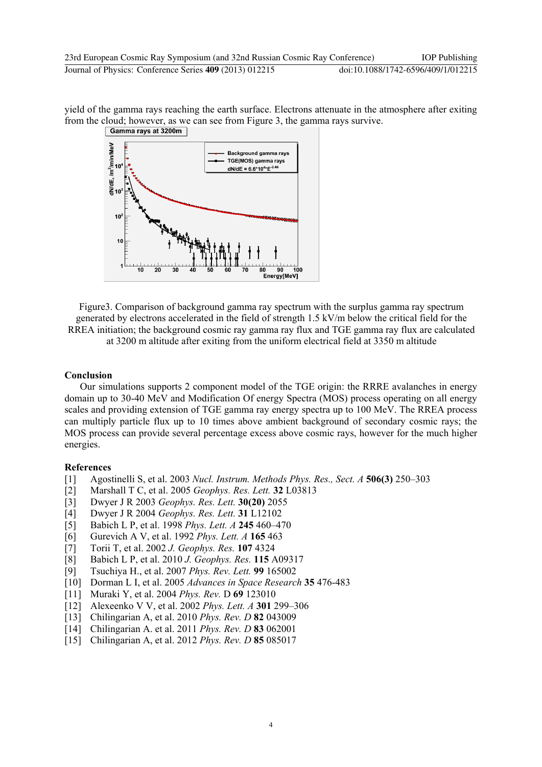yield of the gamma rays reaching the earth surface. Electrons attenuate in the atmosphere after exiting from the cloud; however, as we can see from Figure 3, the gamma rays survive.

Gamma rays at 3200m

Background gamma rays

TGE(MOS) gamma rays

dN/dE = 6.6*10^4*E^-2.46

dN/dE, /m²/min/MeV

Energy[MeV]

Figure3. Comparison of background gamma ray spectrum with the surplus gamma ray spectrum generated by electrons accelerated in the field of strength 1.5 kV/m below the critical field for the RREA initiation; the background cosmic ray gamma ray flux and TGE gamma ray flux are calculated at 3200 m altitude after exiting from the uniform electrical field at 3350 m altitude

## Conclusion

Our simulations supports 2 component model of the TGE origin: the RRRE avalanches in energy domain up to 30-40 MeV and Modification Of energy Spectra (MOS) process operating on all energy scales and providing extension of TGE gamma ray energy spectra up to 100 MeV. The RREA process can multiply particle flux up to 10 times above ambient background of secondary cosmic rays; the MOS process can provide several percentage excess above cosmic rays, however for the much higher energies.

## References

[1] Agostinelli S, et al. 2003 *Nucl. Instrum. Methods Phys. Res., Sect. A* **506(3)** 250–303

[2] Marshall T C, et al. 2005 *Geophys. Res. Lett.* **32** L03813

[3] Dwyer J R 2003 *Geophys. Res. Lett.* **30(20)** 2055

[4] Dwyer J R 2004 *Geophys. Res. Lett.* **31** L12102

[5] Babich L P, et al. 1998 *Phys. Lett. A* **245** 460–470

[6] Gurevich A V, et al. 1992 *Phys. Lett. A* **165** 463

[7] Torii T, et al. 2002 *J. Geophys. Res.* **107** 4324

[8] Babich L P, et al. 2010 *J. Geophys. Res.* **115** A09317

[9] Tsuchiya H., et al. 2007 *Phys. Rev. Lett.* **99** 165002

[10] Dorman L I, et al. 2005 *Advances in Space Research* **35** 476-483

[11] Muraki Y, et al. 2004 *Phys. Rev.* D **69** 123010

[12] Alexeenko V V, et al. 2002 *Phys. Lett. A* **301** 299–306

[13] Chilingarian A, et al. 2010 *Phys. Rev. D* **82** 043009

[14] Chilingarian A. et al. 2011 *Phys. Rev. D* **83** 062001

[15] Chilingarian A, et al. 2012 *Phys. Rev. D* **85** 085017